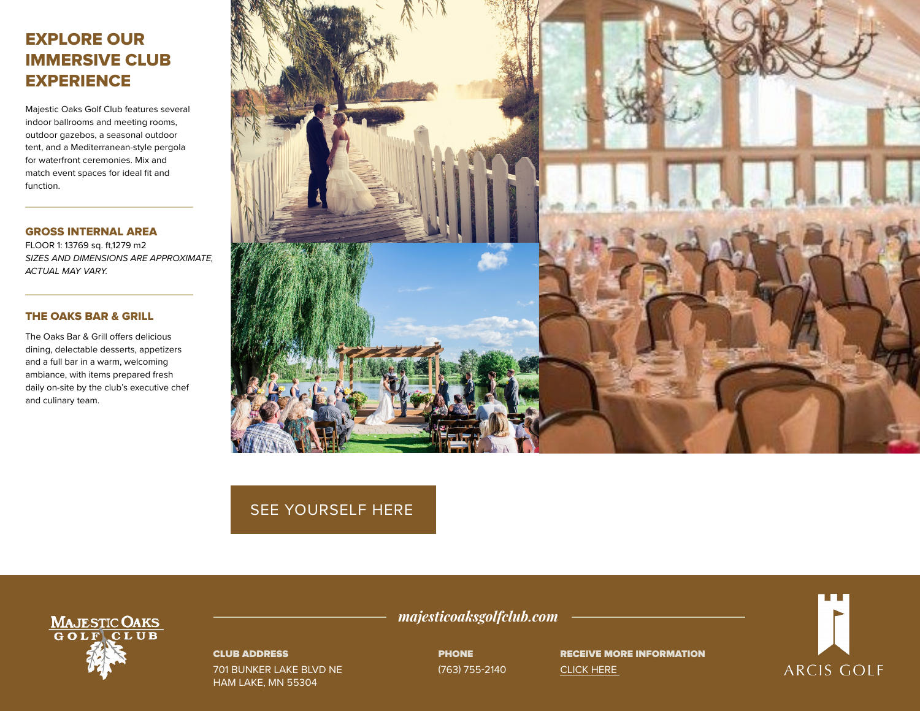# EXPLORE OUR IMMERSIVE CLUB EXPERIENCE

Majestic Oaks Golf Club features several indoor ballrooms and meeting rooms, outdoor gazebos, a seasonal outdoor tent, and a Mediterranean-style pergola for waterfront ceremonies. Mix and match event spaces for ideal fit and function.

## GROSS INTERNAL AREA

FLOOR 1: 13769 sq. ft,1279 m2

*SIZES AND DIMENSIONS ARE APPROXIMATE, ACTUAL MAY VARY.*

## THE OAKS BAR & GRILL

The Oaks Bar & Grill offers delicious dining, delectable desserts, appetizers and a full bar in a warm, welcoming ambiance, with items prepared fresh daily on-site by the club's executive chef and culinary team.

SEE YOURSELF HERE

MAJESTIC OAKS GOLF CLUB

*majesticoaksgolfclub.com*

**CLUB ADDRESS**

701 BUNKER LAKE BLVD NE
HAM LAKE, MN 55304

**PHONE**

(763) 755-2140

**RECEIVE MORE INFORMATION**

CLICK HERE

ARCIS GOLF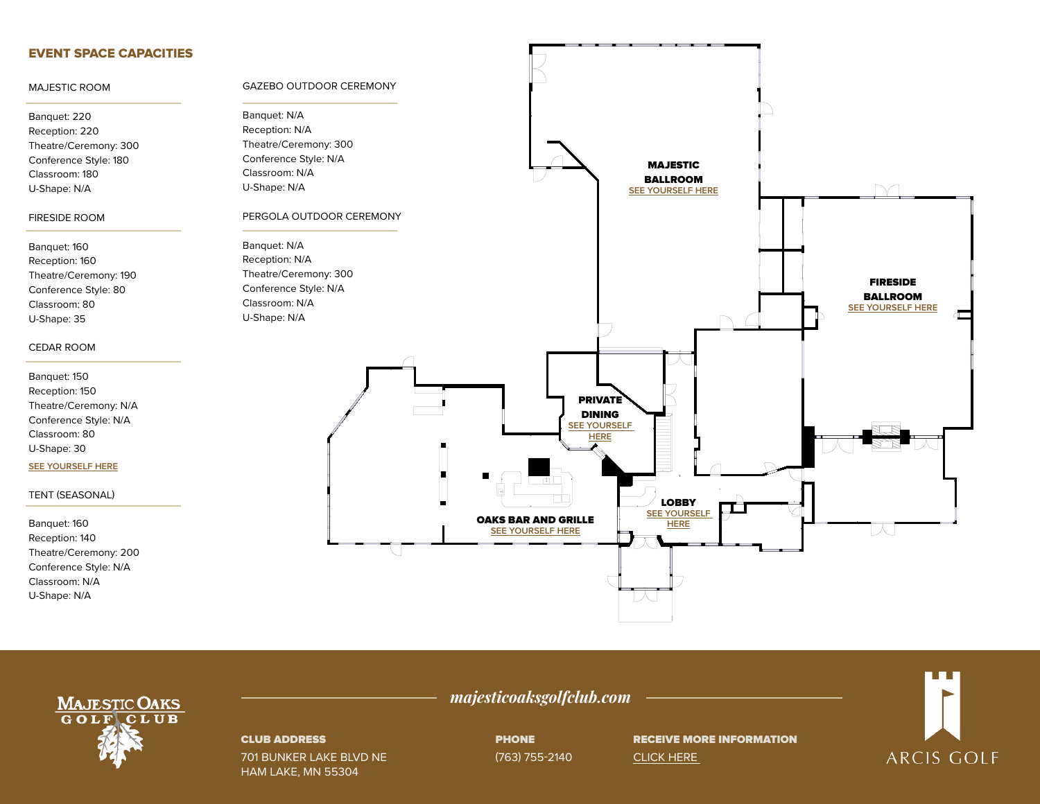## EVENT SPACE CAPACITIES

### MAJESTIC ROOM

Banquet: 220
Reception: 220
Theatre/Ceremony: 300
Conference Style: 180
Classroom: 180
U-Shape: N/A

### FIRESIDE ROOM

Banquet: 160
Reception: 160
Theatre/Ceremony: 190
Conference Style: 80
Classroom: 80
U-Shape: 35

### CEDAR ROOM

Banquet: 150
Reception: 150
Theatre/Ceremony: N/A
Conference Style: N/A
Classroom: 80
U-Shape: 30

SEE YOURSELF HERE

### TENT (SEASONAL)

Banquet: 160
Reception: 140
Theatre/Ceremony: 200
Conference Style: N/A
Classroom: N/A
U-Shape: N/A

### GAZEBO OUTDOOR CEREMONY

Banquet: N/A
Reception: N/A
Theatre/Ceremony: 300
Conference Style: N/A
Classroom: N/A
U-Shape: N/A

### PERGOLA OUTDOOR CEREMONY

Banquet: N/A
Reception: N/A
Theatre/Ceremony: 300
Conference Style: N/A
Classroom: N/A
U-Shape: N/A

MAJESTIC BALLROOM
SEE YOURSELF HERE

FIRESIDE BALLROOM
SEE YOURSELF HERE

PRIVATE DINING
SEE YOURSELF HERE

OAKS BAR AND GRILLE
SEE YOURSELF HERE

LOBBY
SEE YOURSELF HERE

MAJESTIC OAKS GOLF CLUB

*majesticoaksgolfclub.com*

**CLUB ADDRESS**
701 BUNKER LAKE BLVD NE
HAM LAKE, MN 55304

**PHONE**
(763) 755-2140

**RECEIVE MORE INFORMATION**
CLICK HERE

ARCIS GOLF